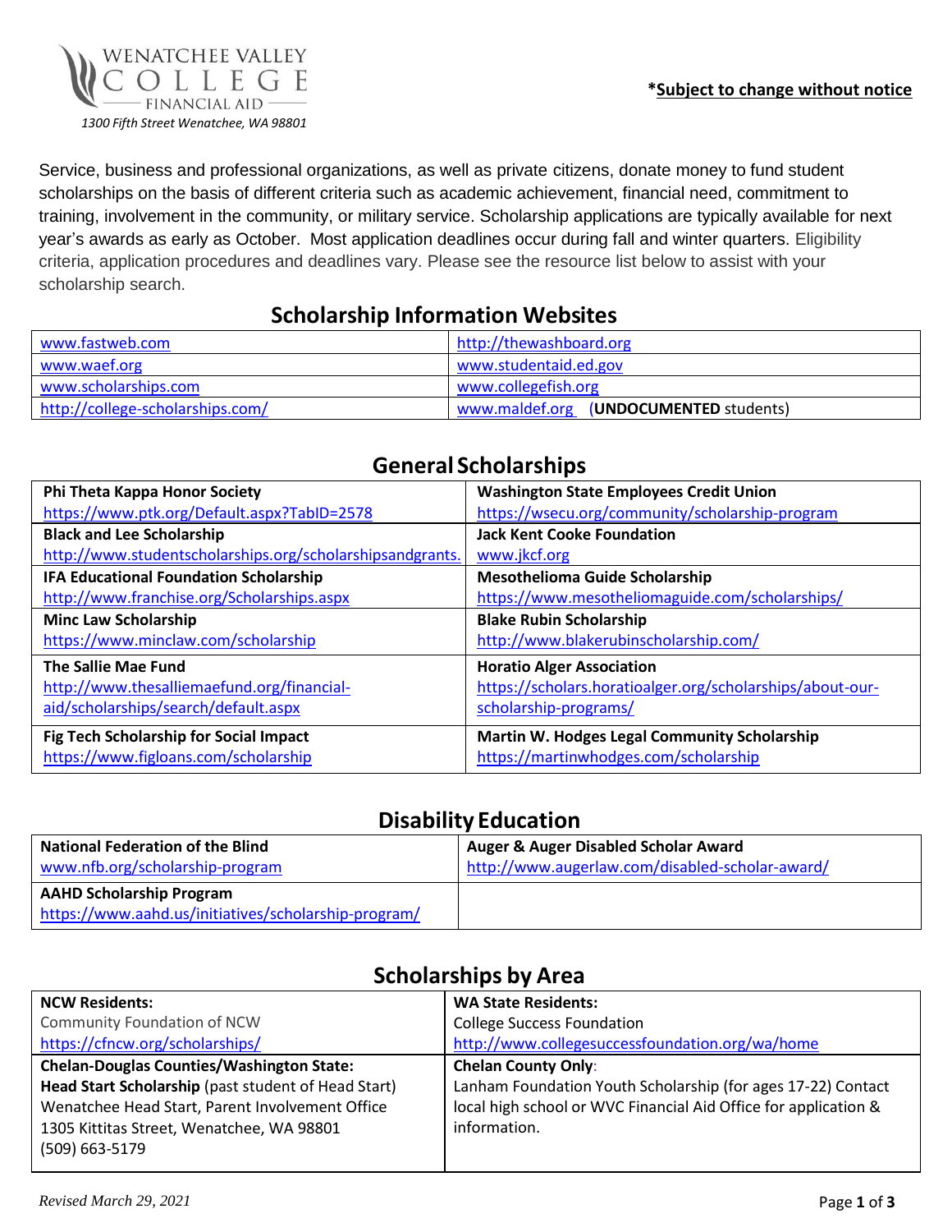WENATCHEE VALLEY COLLEGE
FINANCIAL AID
*1300 Fifth Street Wenatchee, WA 98801*

**\*Subject to change without notice**

Service, business and professional organizations, as well as private citizens, donate money to fund student scholarships on the basis of different criteria such as academic achievement, financial need, commitment to training, involvement in the community, or military service. Scholarship applications are typically available for next year's awards as early as October. Most application deadlines occur during fall and winter quarters. Eligibility criteria, application procedures and deadlines vary. Please see the resource list below to assist with your scholarship search.

## Scholarship Information Websites

| | |
|---|---|
| www.fastweb.com | http://thewashboard.org |
| www.waef.org | www.studentaid.ed.gov |
| www.scholarships.com | www.collegefish.org |
| http://college-scholarships.com/ | www.maldef.org (**UNDOCUMENTED** students) |

## General Scholarships

| | |
|---|---|
| **Phi Theta Kappa Honor Society** https://www.ptk.org/Default.aspx?TabID=2578 | **Washington State Employees Credit Union** https://wsecu.org/community/scholarship-program |
| **Black and Lee Scholarship** http://www.studentscholarships.org/scholarshipsandgrants. | **Jack Kent Cooke Foundation** www.jkcf.org |
| **IFA Educational Foundation Scholarship** http://www.franchise.org/Scholarships.aspx | **Mesothelioma Guide Scholarship** https://www.mesotheliomaguide.com/scholarships/ |
| **Minc Law Scholarship** https://www.minclaw.com/scholarship | **Blake Rubin Scholarship** http://www.blakerubinscholarship.com/ |
| **The Sallie Mae Fund** http://www.thesalliemaefund.org/financial-aid/scholarships/search/default.aspx | **Horatio Alger Association** https://scholars.horatioalger.org/scholarships/about-our-scholarship-programs/ |
| **Fig Tech Scholarship for Social Impact** https://www.figloans.com/scholarship | **Martin W. Hodges Legal Community Scholarship** https://martinwhodges.com/scholarship |

## Disability Education

| | |
|---|---|
| **National Federation of the Blind** www.nfb.org/scholarship-program | **Auger & Auger Disabled Scholar Award** http://www.augerlaw.com/disabled-scholar-award/ |
| **AAHD Scholarship Program** https://www.aahd.us/initiatives/scholarship-program/ | |

## Scholarships by Area

| | |
|---|---|
| **NCW Residents:** Community Foundation of NCW https://cfncw.org/scholarships/ | **WA State Residents:** College Success Foundation http://www.collegesuccessfoundation.org/wa/home |
| **Chelan-Douglas Counties/Washington State:** **Head Start Scholarship** (past student of Head Start) Wenatchee Head Start, Parent Involvement Office 1305 Kittitas Street, Wenatchee, WA 98801 (509) 663-5179 | **Chelan County Only**: Lanham Foundation Youth Scholarship (for ages 17-22) Contact local high school or WVC Financial Aid Office for application & information. |

*Revised March 29, 2021*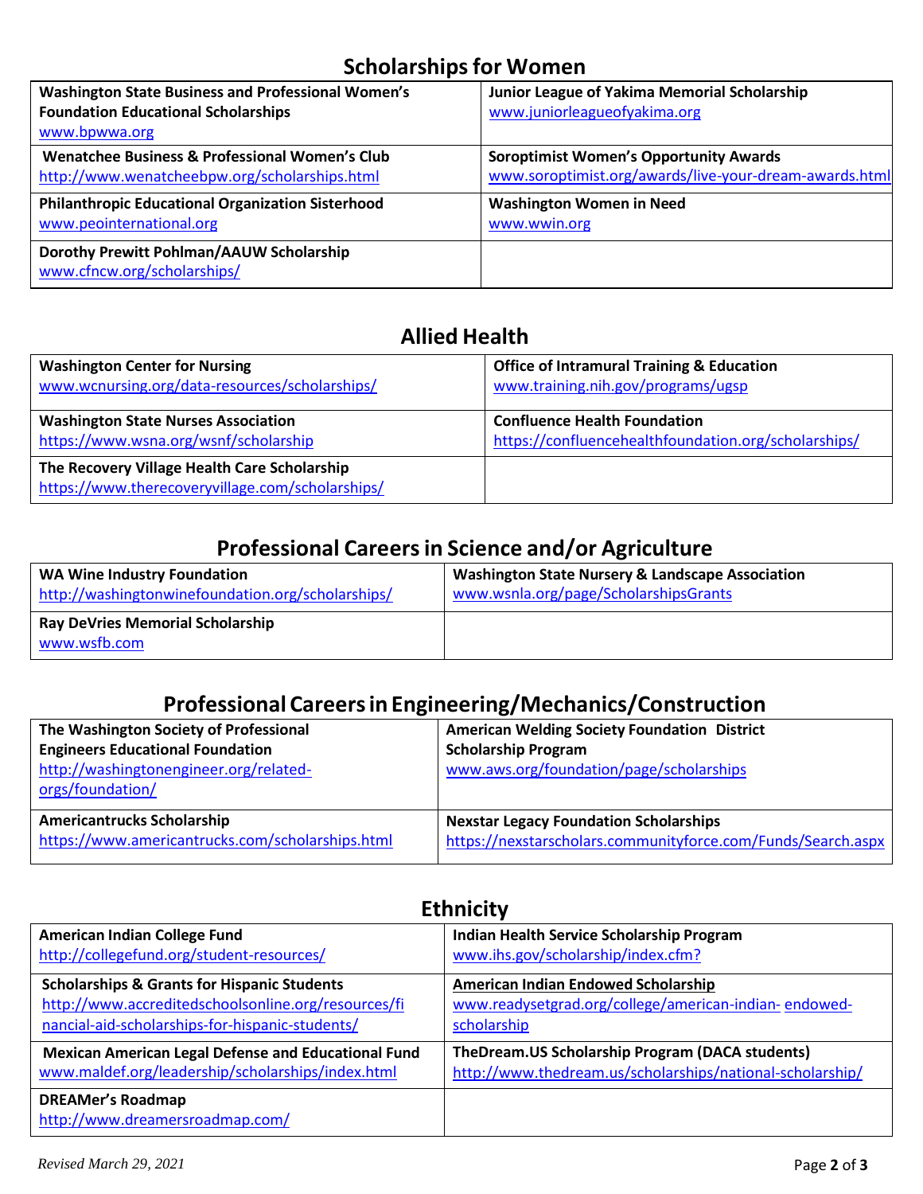## Scholarships for Women

| | |
|---|---|
| **Washington State Business and Professional Women's Foundation Educational Scholarships**<br>www.bpwwa.org | **Junior League of Yakima Memorial Scholarship**<br>www.juniorleagueofyakima.org |
| **Wenatchee Business & Professional Women's Club**<br>http://www.wenatcheebpw.org/scholarships.html | **Soroptimist Women's Opportunity Awards**<br>www.soroptimist.org/awards/live-your-dream-awards.html |
| **Philanthropic Educational Organization Sisterhood**<br>www.peointernational.org | **Washington Women in Need**<br>www.wwin.org |
| **Dorothy Prewitt Pohlman/AAUW Scholarship**<br>www.cfncw.org/scholarships/ | |

## Allied Health

| | |
|---|---|
| **Washington Center for Nursing**<br>www.wcnursing.org/data-resources/scholarships/ | **Office of Intramural Training & Education**<br>www.training.nih.gov/programs/ugsp |
| **Washington State Nurses Association**<br>https://www.wsna.org/wsnf/scholarship | **Confluence Health Foundation**<br>https://confluencehealthfoundation.org/scholarships/ |
| **The Recovery Village Health Care Scholarship**<br>https://www.therecoveryvillage.com/scholarships/ | |

## Professional Careers in Science and/or Agriculture

| | |
|---|---|
| **WA Wine Industry Foundation**<br>http://washingtonwinefoundation.org/scholarships/ | **Washington State Nursery & Landscape Association**<br>www.wsnla.org/page/ScholarshipsGrants |
| **Ray DeVries Memorial Scholarship**<br>www.wsfb.com | |

## Professional Careers in Engineering/Mechanics/Construction

| | |
|---|---|
| **The Washington Society of Professional Engineers Educational Foundation**<br>http://washingtonengineer.org/related-orgs/foundation/ | **American Welding Society Foundation District Scholarship Program**<br>www.aws.org/foundation/page/scholarships |
| **Americantrucks Scholarship**<br>https://www.americantrucks.com/scholarships.html | **Nexstar Legacy Foundation Scholarships**<br>https://nexstarscholars.communityforce.com/Funds/Search.aspx |

## Ethnicity

| | |
|---|---|
| **American Indian College Fund**<br>http://collegefund.org/student-resources/ | **Indian Health Service Scholarship Program**<br>www.ihs.gov/scholarship/index.cfm? |
| **Scholarships & Grants for Hispanic Students**<br>http://www.accreditedschoolsonline.org/resources/financial-aid-scholarships-for-hispanic-students/ | **American Indian Endowed Scholarship**<br>www.readysetgrad.org/college/american-indian-endowed-scholarship |
| **Mexican American Legal Defense and Educational Fund**<br>www.maldef.org/leadership/scholarships/index.html | **TheDream.US Scholarship Program (DACA students)**<br>http://www.thedream.us/scholarships/national-scholarship/ |
| **DREAMer's Roadmap**<br>http://www.dreamersroadmap.com/ | |

*Revised March 29, 2021*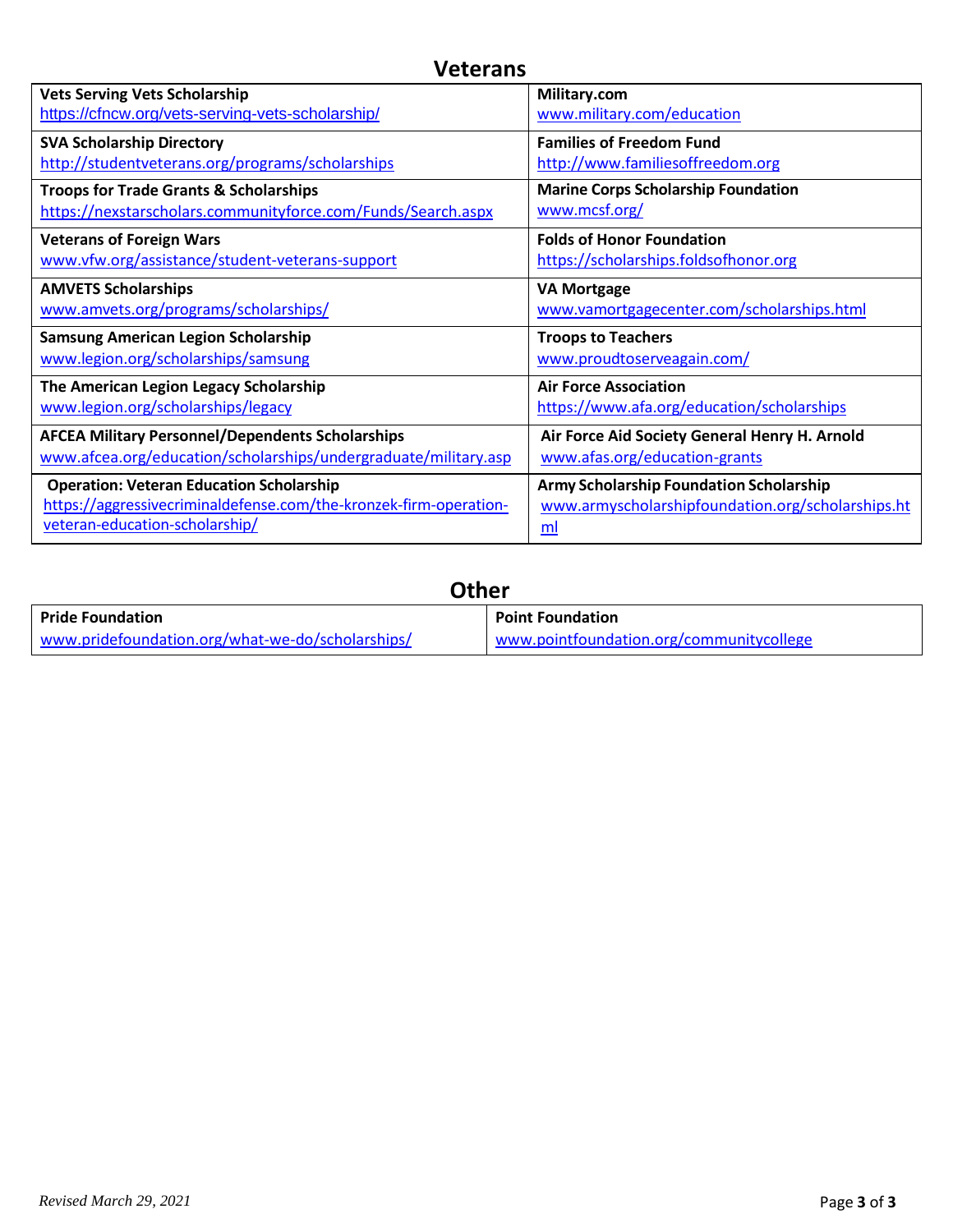## Veterans

| | |
|---|---|
| **Vets Serving Vets Scholarship**<br>https://cfncw.org/vets-serving-vets-scholarship/ | **Military.com**<br>www.military.com/education |
| **SVA Scholarship Directory**<br>http://studentveterans.org/programs/scholarships | **Families of Freedom Fund**<br>http://www.familiesoffreedom.org |
| **Troops for Trade Grants & Scholarships**<br>https://nexstarscholars.communityforce.com/Funds/Search.aspx | **Marine Corps Scholarship Foundation**<br>www.mcsf.org/ |
| **Veterans of Foreign Wars**<br>www.vfw.org/assistance/student-veterans-support | **Folds of Honor Foundation**<br>https://scholarships.foldsofhonor.org |
| **AMVETS Scholarships**<br>www.amvets.org/programs/scholarships/ | **VA Mortgage**<br>www.vamortgagecenter.com/scholarships.html |
| **Samsung American Legion Scholarship**<br>www.legion.org/scholarships/samsung | **Troops to Teachers**<br>www.proudtoserveagain.com/ |
| **The American Legion Legacy Scholarship**<br>www.legion.org/scholarships/legacy | **Air Force Association**<br>https://www.afa.org/education/scholarships |
| **AFCEA Military Personnel/Dependents Scholarships**<br>www.afcea.org/education/scholarships/undergraduate/military.asp | **Air Force Aid Society General Henry H. Arnold**<br>www.afas.org/education-grants |
| **Operation: Veteran Education Scholarship**<br>https://aggressivecriminaldefense.com/the-kronzek-firm-operation-veteran-education-scholarship/ | **Army Scholarship Foundation Scholarship**<br>www.armyscholarshipfoundation.org/scholarships.html |

## Other

| | |
|---|---|
| **Pride Foundation**<br>www.pridefoundation.org/what-we-do/scholarships/ | **Point Foundation**<br>www.pointfoundation.org/communitycollege |

*Revised March 29, 2021*